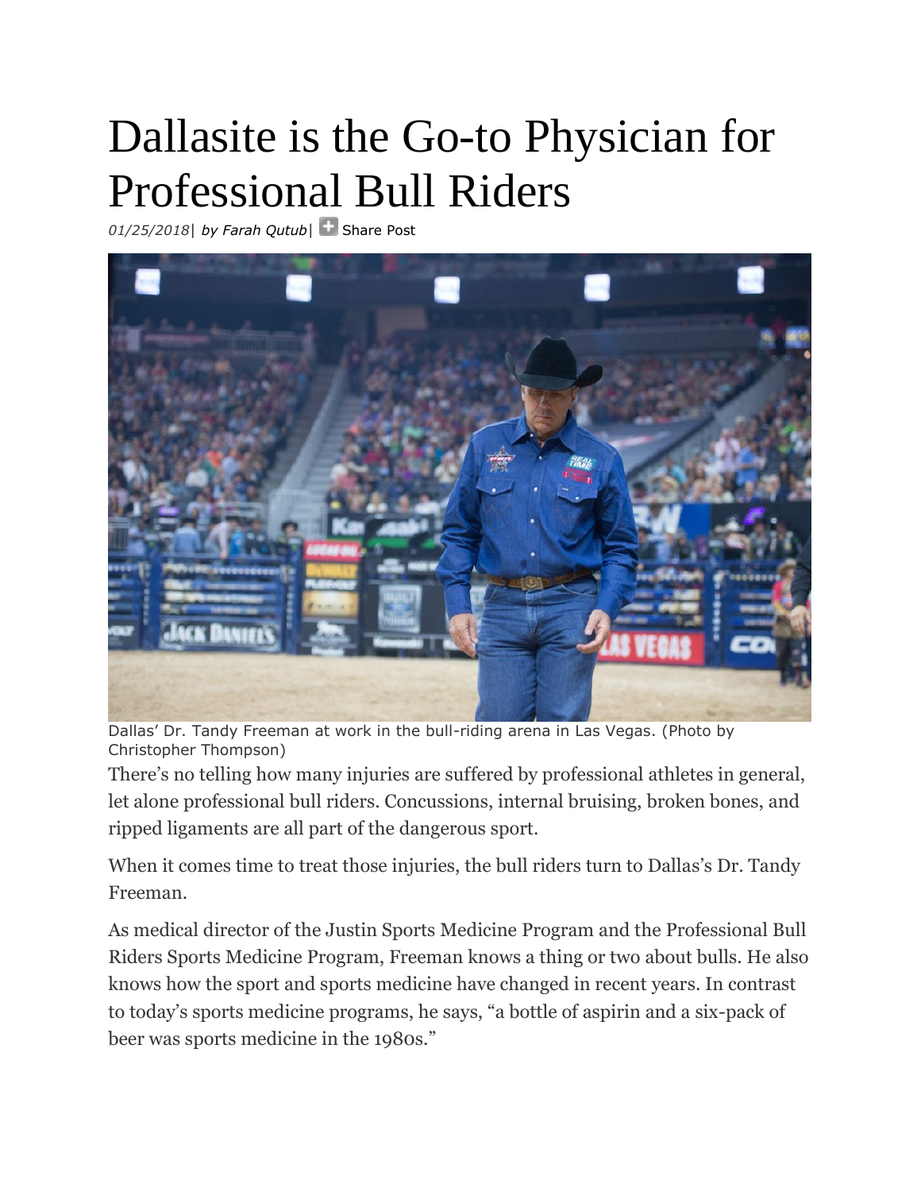# Dallasite is the Go-to Physician for Professional Bull Riders

*01/25/2018*| *by Farah Qutub*| Share Post

Dallas' Dr. Tandy Freeman at work in the bull-riding arena in Las Vegas. (Photo by Christopher Thompson)

There's no telling how many injuries are suffered by professional athletes in general, let alone professional bull riders. Concussions, internal bruising, broken bones, and ripped ligaments are all part of the dangerous sport.

When it comes time to treat those injuries, the bull riders turn to Dallas's Dr. Tandy Freeman.

As medical director of the Justin Sports Medicine Program and the Professional Bull Riders Sports Medicine Program, Freeman knows a thing or two about bulls. He also knows how the sport and sports medicine have changed in recent years. In contrast to today's sports medicine programs, he says, "a bottle of aspirin and a six-pack of beer was sports medicine in the 1980s."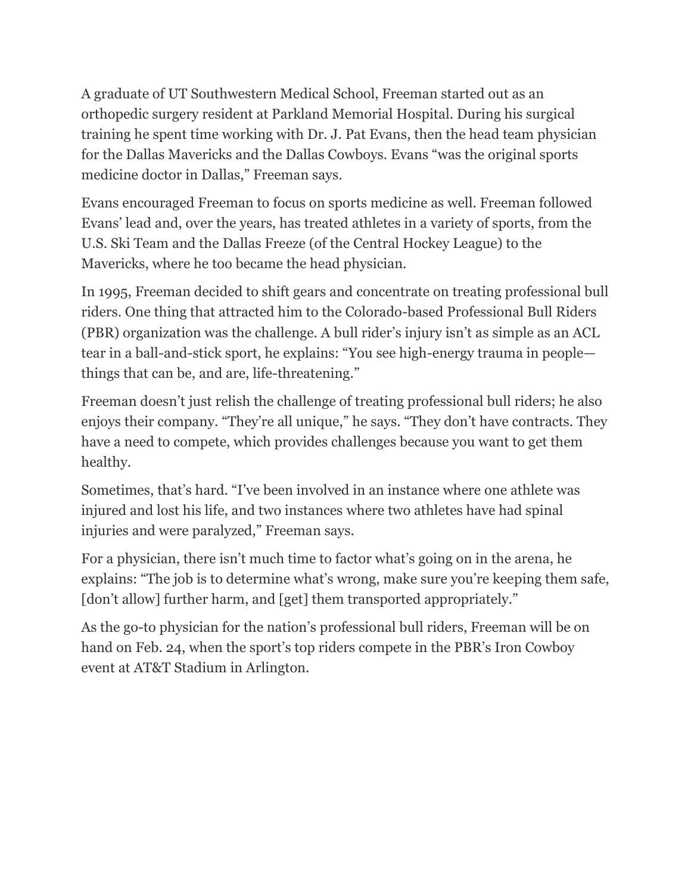A graduate of UT Southwestern Medical School, Freeman started out as an orthopedic surgery resident at Parkland Memorial Hospital. During his surgical training he spent time working with Dr. J. Pat Evans, then the head team physician for the Dallas Mavericks and the Dallas Cowboys. Evans "was the original sports medicine doctor in Dallas," Freeman says.

Evans encouraged Freeman to focus on sports medicine as well. Freeman followed Evans' lead and, over the years, has treated athletes in a variety of sports, from the U.S. Ski Team and the Dallas Freeze (of the Central Hockey League) to the Mavericks, where he too became the head physician.

In 1995, Freeman decided to shift gears and concentrate on treating professional bull riders. One thing that attracted him to the Colorado-based Professional Bull Riders (PBR) organization was the challenge. A bull rider's injury isn't as simple as an ACL tear in a ball-and-stick sport, he explains: "You see high-energy trauma in people—things that can be, and are, life-threatening."

Freeman doesn't just relish the challenge of treating professional bull riders; he also enjoys their company. "They're all unique," he says. "They don't have contracts. They have a need to compete, which provides challenges because you want to get them healthy.

Sometimes, that's hard. "I've been involved in an instance where one athlete was injured and lost his life, and two instances where two athletes have had spinal injuries and were paralyzed," Freeman says.

For a physician, there isn't much time to factor what's going on in the arena, he explains: "The job is to determine what's wrong, make sure you're keeping them safe, [don't allow] further harm, and [get] them transported appropriately."

As the go-to physician for the nation's professional bull riders, Freeman will be on hand on Feb. 24, when the sport's top riders compete in the PBR's Iron Cowboy event at AT&T Stadium in Arlington.